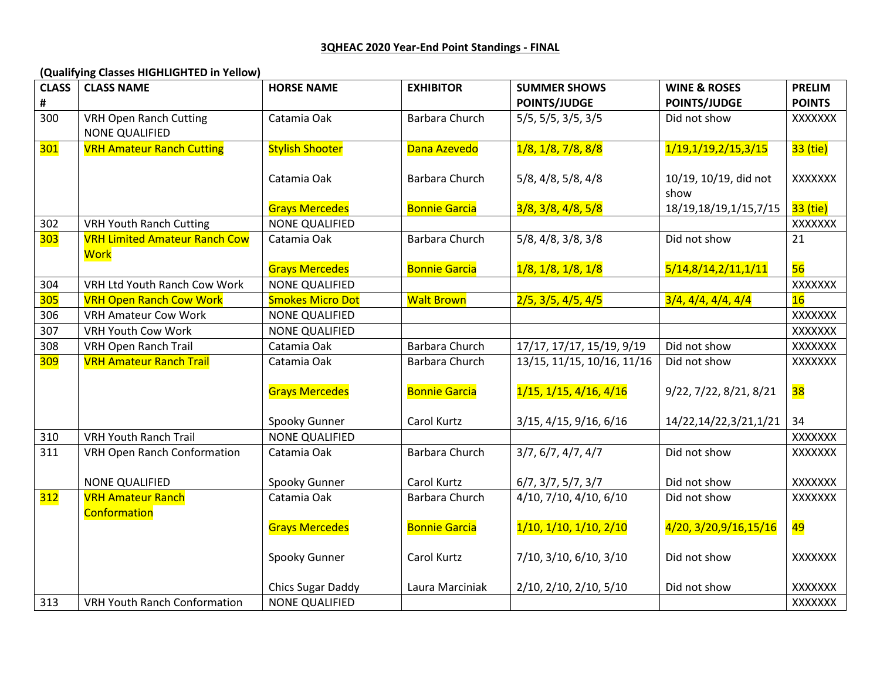**3QHEAC 2020 Year-End Point Standings - FINAL**

**(Qualifying Classes HIGHLIGHTED in Yellow)**

| CLASS # | CLASS NAME | HORSE NAME | EXHIBITOR | SUMMER SHOWS POINTS/JUDGE | WINE & ROSES POINTS/JUDGE | PRELIM POINTS |
|---|---|---|---|---|---|---|
| 300 | VRH Open Ranch Cutting NONE QUALIFIED | Catamia Oak | Barbara Church | 5/5, 5/5, 3/5, 3/5 | Did not show | XXXXXXX |
| 301 | VRH Amateur Ranch Cutting | Stylish Shooter | Dana Azevedo | 1/8, 1/8, 7/8, 8/8 | 1/19,1/19,2/15,3/15 | 33 (tie) |
| | | Catamia Oak | Barbara Church | 5/8, 4/8, 5/8, 4/8 | 10/19, 10/19, did not show | XXXXXXX |
| | | Grays Mercedes | Bonnie Garcia | 3/8, 3/8, 4/8, 5/8 | 18/19,18/19,1/15,7/15 | 33 (tie) |
| 302 | VRH Youth Ranch Cutting | NONE QUALIFIED | | | | XXXXXXX |
| 303 | VRH Limited Amateur Ranch Cow Work | Catamia Oak | Barbara Church | 5/8, 4/8, 3/8, 3/8 | Did not show | 21 |
| | | Grays Mercedes | Bonnie Garcia | 1/8, 1/8, 1/8, 1/8 | 5/14,8/14,2/11,1/11 | 56 |
| 304 | VRH Ltd Youth Ranch Cow Work | NONE QUALIFIED | | | | XXXXXXX |
| 305 | VRH Open Ranch Cow Work | Smokes Micro Dot | Walt Brown | 2/5, 3/5, 4/5, 4/5 | 3/4, 4/4, 4/4, 4/4 | 16 |
| 306 | VRH Amateur Cow Work | NONE QUALIFIED | | | | XXXXXXX |
| 307 | VRH Youth Cow Work | NONE QUALIFIED | | | | XXXXXXX |
| 308 | VRH Open Ranch Trail | Catamia Oak | Barbara Church | 17/17, 17/17, 15/19, 9/19 | Did not show | XXXXXXX |
| 309 | VRH Amateur Ranch Trail | Catamia Oak | Barbara Church | 13/15, 11/15, 10/16, 11/16 | Did not show | XXXXXXX |
| | | Grays Mercedes | Bonnie Garcia | 1/15, 1/15, 4/16, 4/16 | 9/22, 7/22, 8/21, 8/21 | 38 |
| | | Spooky Gunner | Carol Kurtz | 3/15, 4/15, 9/16, 6/16 | 14/22,14/22,3/21,1/21 | 34 |
| 310 | VRH Youth Ranch Trail | NONE QUALIFIED | | | | XXXXXXX |
| 311 | VRH Open Ranch Conformation | Catamia Oak | Barbara Church | 3/7, 6/7, 4/7, 4/7 | Did not show | XXXXXXX |
| | NONE QUALIFIED | Spooky Gunner | Carol Kurtz | 6/7, 3/7, 5/7, 3/7 | Did not show | XXXXXXX |
| 312 | VRH Amateur Ranch Conformation | Catamia Oak | Barbara Church | 4/10, 7/10, 4/10, 6/10 | Did not show | XXXXXXX |
| | | Grays Mercedes | Bonnie Garcia | 1/10, 1/10, 1/10, 2/10 | 4/20, 3/20,9/16,15/16 | 49 |
| | | Spooky Gunner | Carol Kurtz | 7/10, 3/10, 6/10, 3/10 | Did not show | XXXXXXX |
| | | Chics Sugar Daddy | Laura Marciniak | 2/10, 2/10, 2/10, 5/10 | Did not show | XXXXXXX |
| 313 | VRH Youth Ranch Conformation | NONE QUALIFIED | | | | XXXXXXX |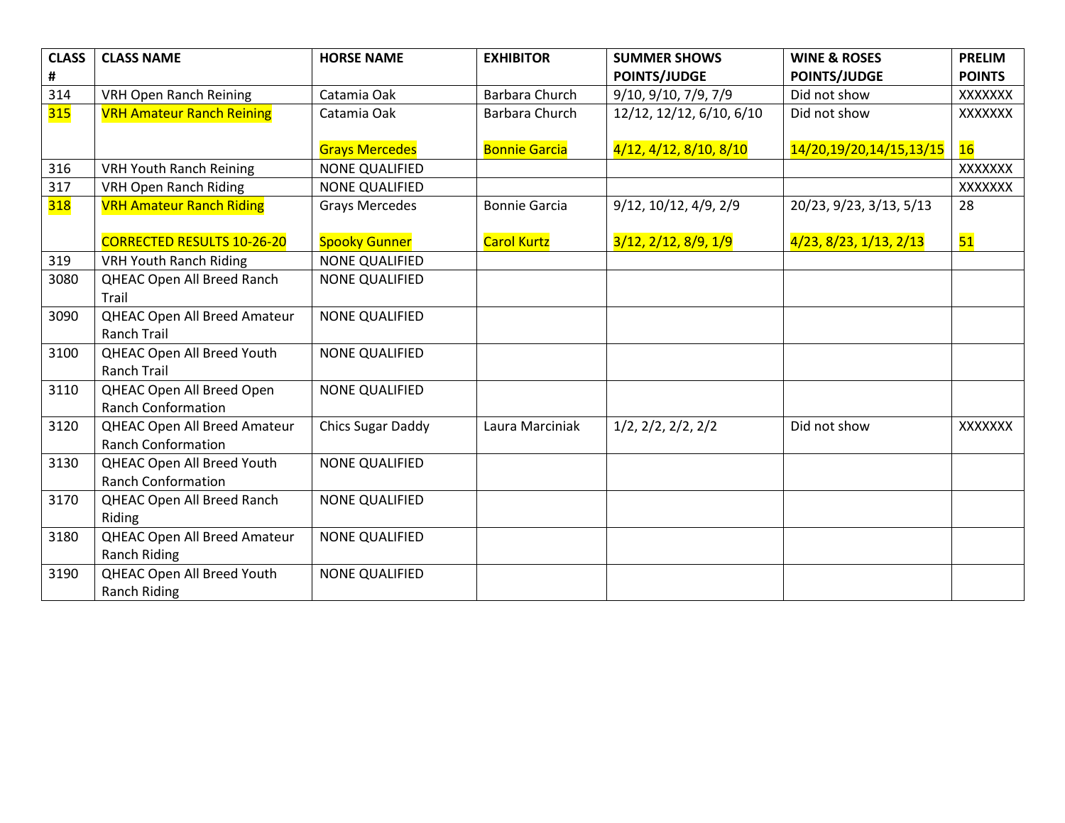| CLASS # | CLASS NAME | HORSE NAME | EXHIBITOR | SUMMER SHOWS POINTS/JUDGE | WINE & ROSES POINTS/JUDGE | PRELIM POINTS |
|---|---|---|---|---|---|---|
| 314 | VRH Open Ranch Reining | Catamia Oak | Barbara Church | 9/10, 9/10, 7/9, 7/9 | Did not show | XXXXXXX |
| 315 | VRH Amateur Ranch Reining | Catamia Oak | Barbara Church | 12/12, 12/12, 6/10, 6/10 | Did not show | XXXXXXX |
| | | Grays Mercedes | Bonnie Garcia | 4/12, 4/12, 8/10, 8/10 | 14/20,19/20,14/15,13/15 | 16 |
| 316 | VRH Youth Ranch Reining | NONE QUALIFIED | | | | XXXXXXX |
| 317 | VRH Open Ranch Riding | NONE QUALIFIED | | | | XXXXXXX |
| 318 | VRH Amateur Ranch Riding | Grays Mercedes | Bonnie Garcia | 9/12, 10/12, 4/9, 2/9 | 20/23, 9/23, 3/13, 5/13 | 28 |
| | CORRECTED RESULTS 10-26-20 | Spooky Gunner | Carol Kurtz | 3/12, 2/12, 8/9, 1/9 | 4/23, 8/23, 1/13, 2/13 | 51 |
| 319 | VRH Youth Ranch Riding | NONE QUALIFIED | | | | |
| 3080 | QHEAC Open All Breed Ranch Trail | NONE QUALIFIED | | | | |
| 3090 | QHEAC Open All Breed Amateur Ranch Trail | NONE QUALIFIED | | | | |
| 3100 | QHEAC Open All Breed Youth Ranch Trail | NONE QUALIFIED | | | | |
| 3110 | QHEAC Open All Breed Open Ranch Conformation | NONE QUALIFIED | | | | |
| 3120 | QHEAC Open All Breed Amateur Ranch Conformation | Chics Sugar Daddy | Laura Marciniak | 1/2, 2/2, 2/2, 2/2 | Did not show | XXXXXXX |
| 3130 | QHEAC Open All Breed Youth Ranch Conformation | NONE QUALIFIED | | | | |
| 3170 | QHEAC Open All Breed Ranch Riding | NONE QUALIFIED | | | | |
| 3180 | QHEAC Open All Breed Amateur Ranch Riding | NONE QUALIFIED | | | | |
| 3190 | QHEAC Open All Breed Youth Ranch Riding | NONE QUALIFIED | | | | |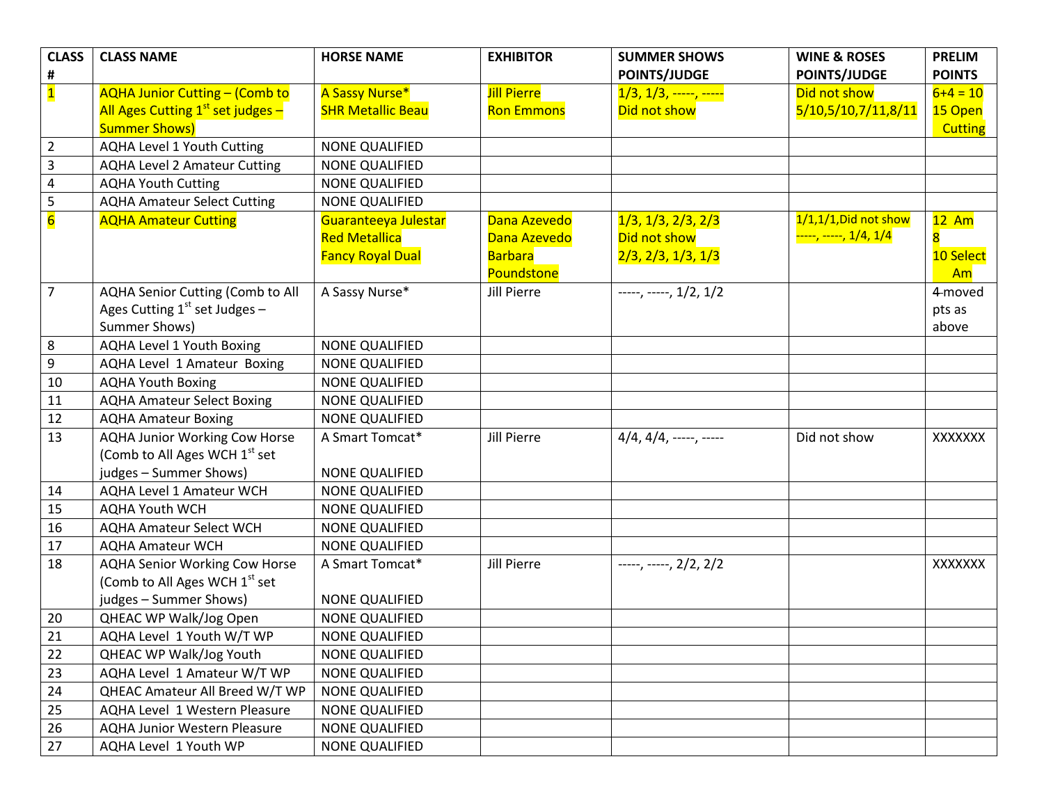| CLASS # | CLASS NAME | HORSE NAME | EXHIBITOR | SUMMER SHOWS POINTS/JUDGE | WINE & ROSES POINTS/JUDGE | PRELIM POINTS |
|---|---|---|---|---|---|---|
| 1 | AQHA Junior Cutting – (Comb to All Ages Cutting 1st set judges – Summer Shows) | A Sassy Nurse*<br>SHR Metallic Beau | Jill Pierre<br>Ron Emmons | 1/3, 1/3, -----, -----<br>Did not show | Did not show<br>5/10,5/10,7/11,8/11 | 6+4 = 10<br>15 Open Cutting |
| 2 | AQHA Level 1 Youth Cutting | NONE QUALIFIED | | | | |
| 3 | AQHA Level 2 Amateur Cutting | NONE QUALIFIED | | | | |
| 4 | AQHA Youth Cutting | NONE QUALIFIED | | | | |
| 5 | AQHA Amateur Select Cutting | NONE QUALIFIED | | | | |
| 6 | AQHA Amateur Cutting | Guaranteeya Julestar<br>Red Metallica<br>Fancy Royal Dual | Dana Azevedo<br>Dana Azevedo<br>Barbara Poundstone | 1/3, 1/3, 2/3, 2/3<br>Did not show<br>2/3, 2/3, 1/3, 1/3 | 1/1,1/1,Did not show<br>-----, -----, 1/4, 1/4 | 12 Am<br>8<br>10 Select Am |
| 7 | AQHA Senior Cutting (Comb to All Ages Cutting 1st set Judges – Summer Shows) | A Sassy Nurse* | Jill Pierre | -----, -----, 1/2, 1/2 | | ~~4~~ moved pts as above |
| 8 | AQHA Level 1 Youth Boxing | NONE QUALIFIED | | | | |
| 9 | AQHA Level 1 Amateur Boxing | NONE QUALIFIED | | | | |
| 10 | AQHA Youth Boxing | NONE QUALIFIED | | | | |
| 11 | AQHA Amateur Select Boxing | NONE QUALIFIED | | | | |
| 12 | AQHA Amateur Boxing | NONE QUALIFIED | | | | |
| 13 | AQHA Junior Working Cow Horse (Comb to All Ages WCH 1st set judges – Summer Shows) | A Smart Tomcat*<br><br>NONE QUALIFIED | Jill Pierre | 4/4, 4/4, -----, ----- | Did not show | XXXXXXX |
| 14 | AQHA Level 1 Amateur WCH | NONE QUALIFIED | | | | |
| 15 | AQHA Youth WCH | NONE QUALIFIED | | | | |
| 16 | AQHA Amateur Select WCH | NONE QUALIFIED | | | | |
| 17 | AQHA Amateur WCH | NONE QUALIFIED | | | | |
| 18 | AQHA Senior Working Cow Horse (Comb to All Ages WCH 1st set judges – Summer Shows) | A Smart Tomcat*<br><br>NONE QUALIFIED | Jill Pierre | -----, -----, 2/2, 2/2 | | XXXXXXX |
| 20 | QHEAC WP Walk/Jog Open | NONE QUALIFIED | | | | |
| 21 | AQHA Level 1 Youth W/T WP | NONE QUALIFIED | | | | |
| 22 | QHEAC WP Walk/Jog Youth | NONE QUALIFIED | | | | |
| 23 | AQHA Level 1 Amateur W/T WP | NONE QUALIFIED | | | | |
| 24 | QHEAC Amateur All Breed W/T WP | NONE QUALIFIED | | | | |
| 25 | AQHA Level 1 Western Pleasure | NONE QUALIFIED | | | | |
| 26 | AQHA Junior Western Pleasure | NONE QUALIFIED | | | | |
| 27 | AQHA Level 1 Youth WP | NONE QUALIFIED | | | | |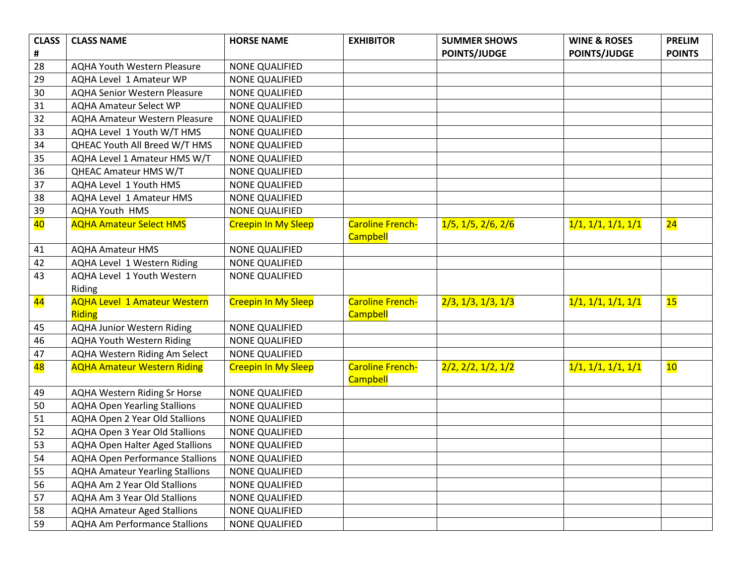| CLASS # | CLASS NAME | HORSE NAME | EXHIBITOR | SUMMER SHOWS POINTS/JUDGE | WINE & ROSES POINTS/JUDGE | PRELIM POINTS |
|---|---|---|---|---|---|---|
| 28 | AQHA Youth Western Pleasure | NONE QUALIFIED | | | | |
| 29 | AQHA Level 1 Amateur WP | NONE QUALIFIED | | | | |
| 30 | AQHA Senior Western Pleasure | NONE QUALIFIED | | | | |
| 31 | AQHA Amateur Select WP | NONE QUALIFIED | | | | |
| 32 | AQHA Amateur Western Pleasure | NONE QUALIFIED | | | | |
| 33 | AQHA Level 1 Youth W/T HMS | NONE QUALIFIED | | | | |
| 34 | QHEAC Youth All Breed W/T HMS | NONE QUALIFIED | | | | |
| 35 | AQHA Level 1 Amateur HMS W/T | NONE QUALIFIED | | | | |
| 36 | QHEAC Amateur HMS W/T | NONE QUALIFIED | | | | |
| 37 | AQHA Level 1 Youth HMS | NONE QUALIFIED | | | | |
| 38 | AQHA Level 1 Amateur HMS | NONE QUALIFIED | | | | |
| 39 | AQHA Youth HMS | NONE QUALIFIED | | | | |
| 40 | AQHA Amateur Select HMS | Creepin In My Sleep | Caroline French-Campbell | 1/5, 1/5, 2/6, 2/6 | 1/1, 1/1, 1/1, 1/1 | 24 |
| 41 | AQHA Amateur HMS | NONE QUALIFIED | | | | |
| 42 | AQHA Level 1 Western Riding | NONE QUALIFIED | | | | |
| 43 | AQHA Level 1 Youth Western Riding | NONE QUALIFIED | | | | |
| 44 | AQHA Level 1 Amateur Western Riding | Creepin In My Sleep | Caroline French-Campbell | 2/3, 1/3, 1/3, 1/3 | 1/1, 1/1, 1/1, 1/1 | 15 |
| 45 | AQHA Junior Western Riding | NONE QUALIFIED | | | | |
| 46 | AQHA Youth Western Riding | NONE QUALIFIED | | | | |
| 47 | AQHA Western Riding Am Select | NONE QUALIFIED | | | | |
| 48 | AQHA Amateur Western Riding | Creepin In My Sleep | Caroline French-Campbell | 2/2, 2/2, 1/2, 1/2 | 1/1, 1/1, 1/1, 1/1 | 10 |
| 49 | AQHA Western Riding Sr Horse | NONE QUALIFIED | | | | |
| 50 | AQHA Open Yearling Stallions | NONE QUALIFIED | | | | |
| 51 | AQHA Open 2 Year Old Stallions | NONE QUALIFIED | | | | |
| 52 | AQHA Open 3 Year Old Stallions | NONE QUALIFIED | | | | |
| 53 | AQHA Open Halter Aged Stallions | NONE QUALIFIED | | | | |
| 54 | AQHA Open Performance Stallions | NONE QUALIFIED | | | | |
| 55 | AQHA Amateur Yearling Stallions | NONE QUALIFIED | | | | |
| 56 | AQHA Am 2 Year Old Stallions | NONE QUALIFIED | | | | |
| 57 | AQHA Am 3 Year Old Stallions | NONE QUALIFIED | | | | |
| 58 | AQHA Amateur Aged Stallions | NONE QUALIFIED | | | | |
| 59 | AQHA Am Performance Stallions | NONE QUALIFIED | | | | |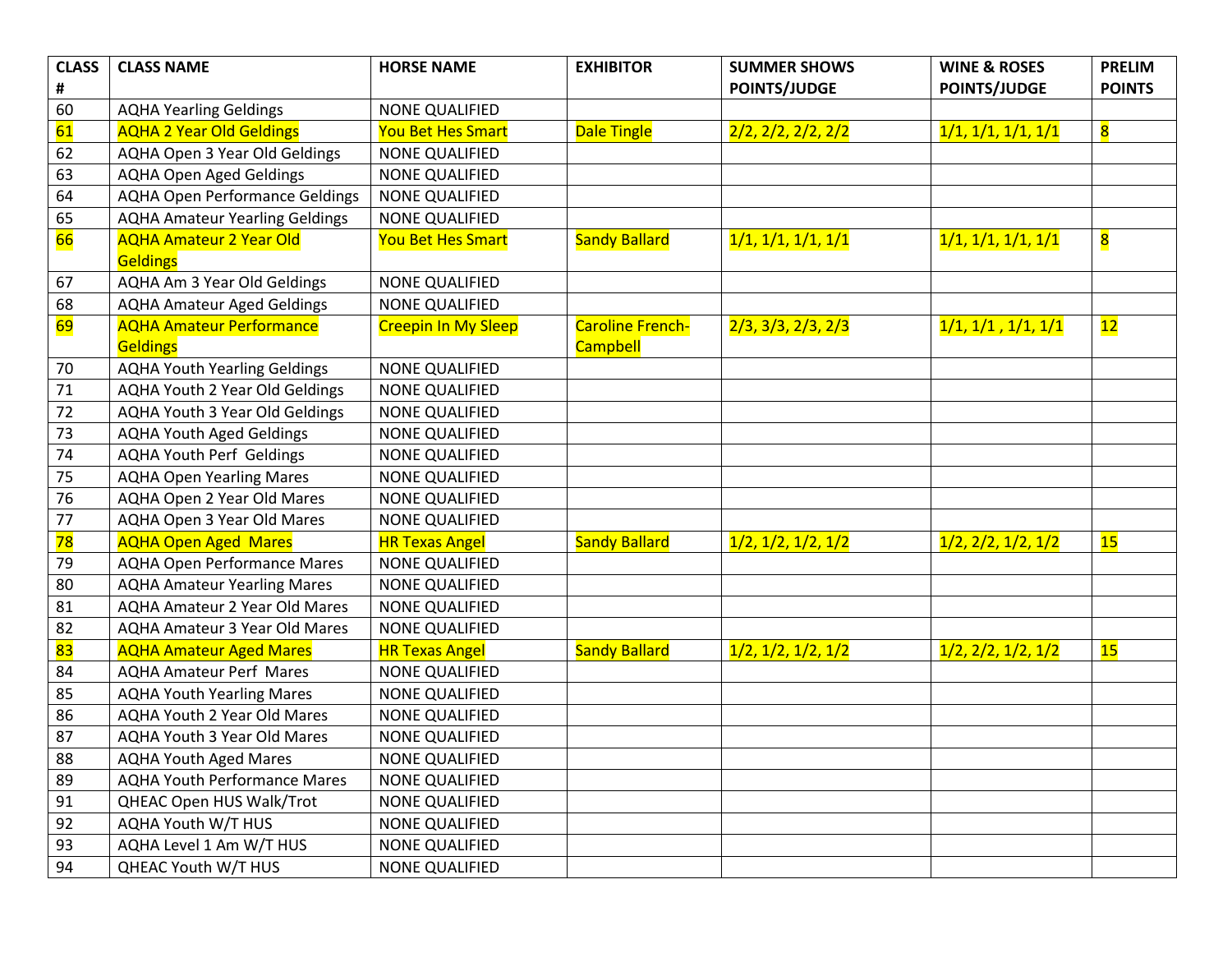| CLASS # | CLASS NAME | HORSE NAME | EXHIBITOR | SUMMER SHOWS POINTS/JUDGE | WINE & ROSES POINTS/JUDGE | PRELIM POINTS |
|---|---|---|---|---|---|---|
| 60 | AQHA Yearling Geldings | NONE QUALIFIED | | | | |
| 61 | AQHA 2 Year Old Geldings | You Bet Hes Smart | Dale Tingle | 2/2, 2/2, 2/2, 2/2 | 1/1, 1/1, 1/1, 1/1 | 8 |
| 62 | AQHA Open 3 Year Old Geldings | NONE QUALIFIED | | | | |
| 63 | AQHA Open Aged Geldings | NONE QUALIFIED | | | | |
| 64 | AQHA Open Performance Geldings | NONE QUALIFIED | | | | |
| 65 | AQHA Amateur Yearling Geldings | NONE QUALIFIED | | | | |
| 66 | AQHA Amateur 2 Year Old Geldings | You Bet Hes Smart | Sandy Ballard | 1/1, 1/1, 1/1, 1/1 | 1/1, 1/1, 1/1, 1/1 | 8 |
| 67 | AQHA Am 3 Year Old Geldings | NONE QUALIFIED | | | | |
| 68 | AQHA Amateur Aged Geldings | NONE QUALIFIED | | | | |
| 69 | AQHA Amateur Performance Geldings | Creepin In My Sleep | Caroline French-Campbell | 2/3, 3/3, 2/3, 2/3 | 1/1, 1/1 , 1/1, 1/1 | 12 |
| 70 | AQHA Youth Yearling Geldings | NONE QUALIFIED | | | | |
| 71 | AQHA Youth 2 Year Old Geldings | NONE QUALIFIED | | | | |
| 72 | AQHA Youth 3 Year Old Geldings | NONE QUALIFIED | | | | |
| 73 | AQHA Youth Aged Geldings | NONE QUALIFIED | | | | |
| 74 | AQHA Youth Perf Geldings | NONE QUALIFIED | | | | |
| 75 | AQHA Open Yearling Mares | NONE QUALIFIED | | | | |
| 76 | AQHA Open 2 Year Old Mares | NONE QUALIFIED | | | | |
| 77 | AQHA Open 3 Year Old Mares | NONE QUALIFIED | | | | |
| 78 | AQHA Open Aged Mares | HR Texas Angel | Sandy Ballard | 1/2, 1/2, 1/2, 1/2 | 1/2, 2/2, 1/2, 1/2 | 15 |
| 79 | AQHA Open Performance Mares | NONE QUALIFIED | | | | |
| 80 | AQHA Amateur Yearling Mares | NONE QUALIFIED | | | | |
| 81 | AQHA Amateur 2 Year Old Mares | NONE QUALIFIED | | | | |
| 82 | AQHA Amateur 3 Year Old Mares | NONE QUALIFIED | | | | |
| 83 | AQHA Amateur Aged Mares | HR Texas Angel | Sandy Ballard | 1/2, 1/2, 1/2, 1/2 | 1/2, 2/2, 1/2, 1/2 | 15 |
| 84 | AQHA Amateur Perf Mares | NONE QUALIFIED | | | | |
| 85 | AQHA Youth Yearling Mares | NONE QUALIFIED | | | | |
| 86 | AQHA Youth 2 Year Old Mares | NONE QUALIFIED | | | | |
| 87 | AQHA Youth 3 Year Old Mares | NONE QUALIFIED | | | | |
| 88 | AQHA Youth Aged Mares | NONE QUALIFIED | | | | |
| 89 | AQHA Youth Performance Mares | NONE QUALIFIED | | | | |
| 91 | QHEAC Open HUS Walk/Trot | NONE QUALIFIED | | | | |
| 92 | AQHA Youth W/T HUS | NONE QUALIFIED | | | | |
| 93 | AQHA Level 1 Am W/T HUS | NONE QUALIFIED | | | | |
| 94 | QHEAC Youth W/T HUS | NONE QUALIFIED | | | | |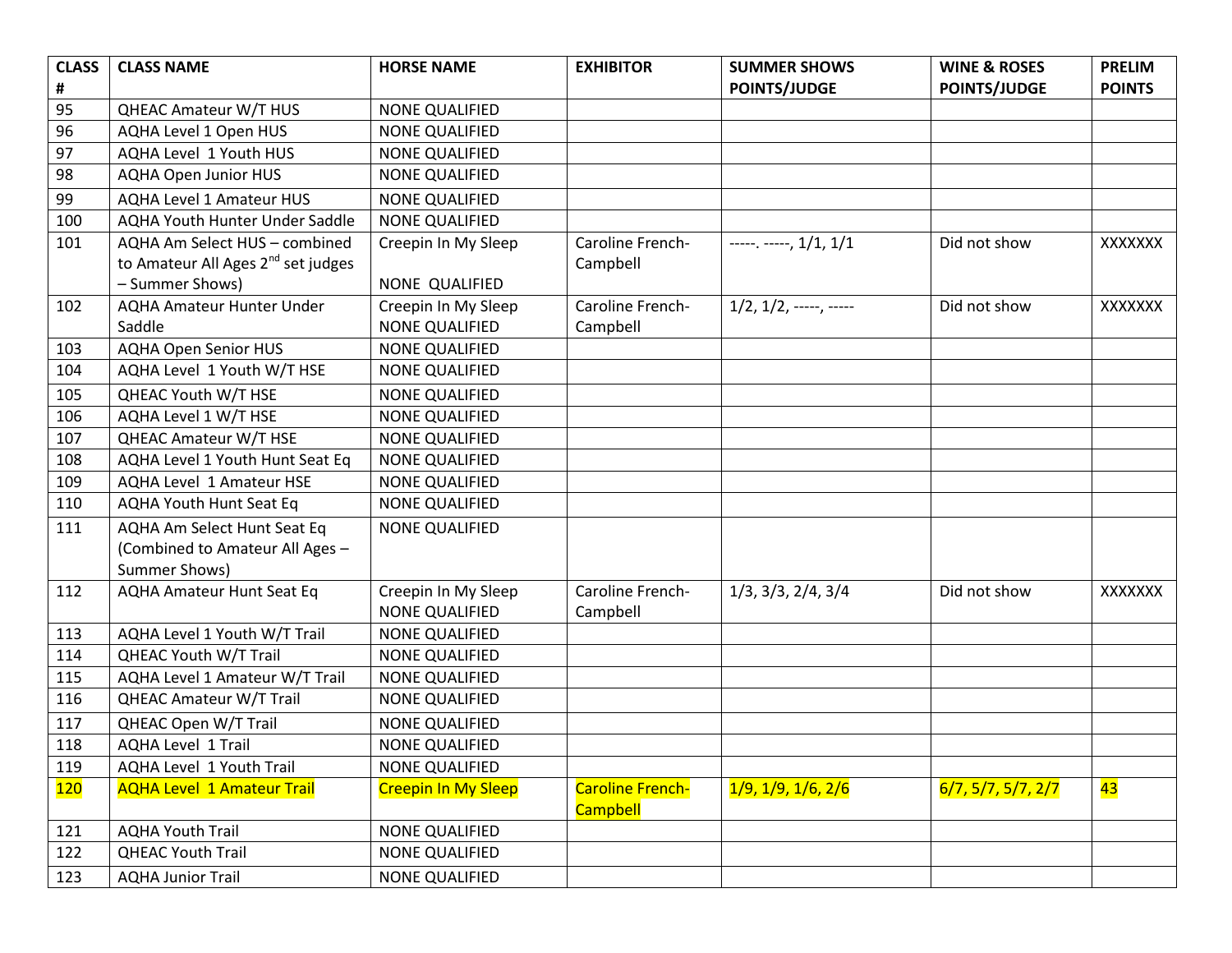| CLASS # | CLASS NAME | HORSE NAME | EXHIBITOR | SUMMER SHOWS POINTS/JUDGE | WINE & ROSES POINTS/JUDGE | PRELIM POINTS |
|---|---|---|---|---|---|---|
| 95 | QHEAC Amateur W/T HUS | NONE QUALIFIED | | | | |
| 96 | AQHA Level 1 Open HUS | NONE QUALIFIED | | | | |
| 97 | AQHA Level 1 Youth HUS | NONE QUALIFIED | | | | |
| 98 | AQHA Open Junior HUS | NONE QUALIFIED | | | | |
| 99 | AQHA Level 1 Amateur HUS | NONE QUALIFIED | | | | |
| 100 | AQHA Youth Hunter Under Saddle | NONE QUALIFIED | | | | |
| 101 | AQHA Am Select HUS – combined to Amateur All Ages 2nd set judges – Summer Shows) | Creepin In My Sleep<br><br>NONE QUALIFIED | Caroline French-Campbell | -----. -----, 1/1, 1/1 | Did not show | XXXXXXX |
| 102 | AQHA Amateur Hunter Under Saddle | Creepin In My Sleep<br>NONE QUALIFIED | Caroline French-Campbell | 1/2, 1/2, -----, ----- | Did not show | XXXXXXX |
| 103 | AQHA Open Senior HUS | NONE QUALIFIED | | | | |
| 104 | AQHA Level 1 Youth W/T HSE | NONE QUALIFIED | | | | |
| 105 | QHEAC Youth W/T HSE | NONE QUALIFIED | | | | |
| 106 | AQHA Level 1 W/T HSE | NONE QUALIFIED | | | | |
| 107 | QHEAC Amateur W/T HSE | NONE QUALIFIED | | | | |
| 108 | AQHA Level 1 Youth Hunt Seat Eq | NONE QUALIFIED | | | | |
| 109 | AQHA Level 1 Amateur HSE | NONE QUALIFIED | | | | |
| 110 | AQHA Youth Hunt Seat Eq | NONE QUALIFIED | | | | |
| 111 | AQHA Am Select Hunt Seat Eq (Combined to Amateur All Ages – Summer Shows) | NONE QUALIFIED | | | | |
| 112 | AQHA Amateur Hunt Seat Eq | Creepin In My Sleep<br>NONE QUALIFIED | Caroline French-Campbell | 1/3, 3/3, 2/4, 3/4 | Did not show | XXXXXXX |
| 113 | AQHA Level 1 Youth W/T Trail | NONE QUALIFIED | | | | |
| 114 | QHEAC Youth W/T Trail | NONE QUALIFIED | | | | |
| 115 | AQHA Level 1 Amateur W/T Trail | NONE QUALIFIED | | | | |
| 116 | QHEAC Amateur W/T Trail | NONE QUALIFIED | | | | |
| 117 | QHEAC Open W/T Trail | NONE QUALIFIED | | | | |
| 118 | AQHA Level 1 Trail | NONE QUALIFIED | | | | |
| 119 | AQHA Level 1 Youth Trail | NONE QUALIFIED | | | | |
| 120 | AQHA Level 1 Amateur Trail | Creepin In My Sleep | Caroline French-Campbell | 1/9, 1/9, 1/6, 2/6 | 6/7, 5/7, 5/7, 2/7 | 43 |
| 121 | AQHA Youth Trail | NONE QUALIFIED | | | | |
| 122 | QHEAC Youth Trail | NONE QUALIFIED | | | | |
| 123 | AQHA Junior Trail | NONE QUALIFIED | | | | |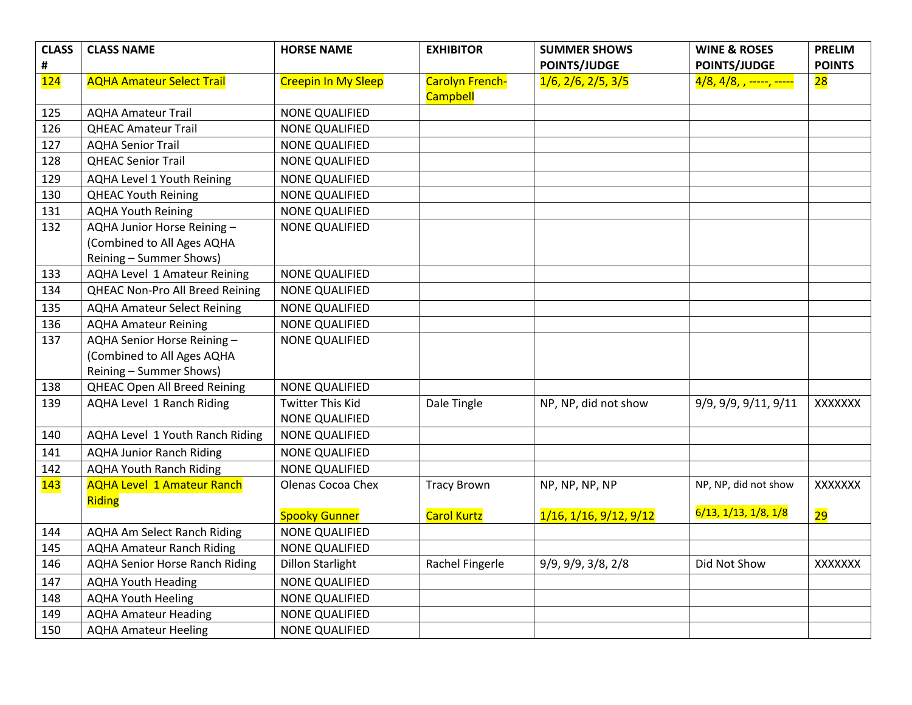| CLASS # | CLASS NAME | HORSE NAME | EXHIBITOR | SUMMER SHOWS POINTS/JUDGE | WINE & ROSES POINTS/JUDGE | PRELIM POINTS |
|---|---|---|---|---|---|---|
| 124 | AQHA Amateur Select Trail | Creepin In My Sleep | Carolyn French-Campbell | 1/6, 2/6, 2/5, 3/5 | 4/8, 4/8, , -----, ----- | 28 |
| 125 | AQHA Amateur Trail | NONE QUALIFIED | | | | |
| 126 | QHEAC Amateur Trail | NONE QUALIFIED | | | | |
| 127 | AQHA Senior Trail | NONE QUALIFIED | | | | |
| 128 | QHEAC Senior Trail | NONE QUALIFIED | | | | |
| 129 | AQHA Level 1 Youth Reining | NONE QUALIFIED | | | | |
| 130 | QHEAC Youth Reining | NONE QUALIFIED | | | | |
| 131 | AQHA Youth Reining | NONE QUALIFIED | | | | |
| 132 | AQHA Junior Horse Reining – (Combined to All Ages AQHA Reining – Summer Shows) | NONE QUALIFIED | | | | |
| 133 | AQHA Level 1 Amateur Reining | NONE QUALIFIED | | | | |
| 134 | QHEAC Non-Pro All Breed Reining | NONE QUALIFIED | | | | |
| 135 | AQHA Amateur Select Reining | NONE QUALIFIED | | | | |
| 136 | AQHA Amateur Reining | NONE QUALIFIED | | | | |
| 137 | AQHA Senior Horse Reining – (Combined to All Ages AQHA Reining – Summer Shows) | NONE QUALIFIED | | | | |
| 138 | QHEAC Open All Breed Reining | NONE QUALIFIED | | | | |
| 139 | AQHA Level 1 Ranch Riding | Twitter This Kid<br>NONE QUALIFIED | Dale Tingle | NP, NP, did not show | 9/9, 9/9, 9/11, 9/11 | XXXXXXX |
| 140 | AQHA Level 1 Youth Ranch Riding | NONE QUALIFIED | | | | |
| 141 | AQHA Junior Ranch Riding | NONE QUALIFIED | | | | |
| 142 | AQHA Youth Ranch Riding | NONE QUALIFIED | | | | |
| 143 | AQHA Level 1 Amateur Ranch Riding | Olenas Cocoa Chex<br><br>Spooky Gunner | Tracy Brown<br><br>Carol Kurtz | NP, NP, NP, NP<br><br>1/16, 1/16, 9/12, 9/12 | NP, NP, did not show<br><br>6/13, 1/13, 1/8, 1/8 | XXXXXXX<br><br>29 |
| 144 | AQHA Am Select Ranch Riding | NONE QUALIFIED | | | | |
| 145 | AQHA Amateur Ranch Riding | NONE QUALIFIED | | | | |
| 146 | AQHA Senior Horse Ranch Riding | Dillon Starlight | Rachel Fingerle | 9/9, 9/9, 3/8, 2/8 | Did Not Show | XXXXXXX |
| 147 | AQHA Youth Heading | NONE QUALIFIED | | | | |
| 148 | AQHA Youth Heeling | NONE QUALIFIED | | | | |
| 149 | AQHA Amateur Heading | NONE QUALIFIED | | | | |
| 150 | AQHA Amateur Heeling | NONE QUALIFIED | | | | |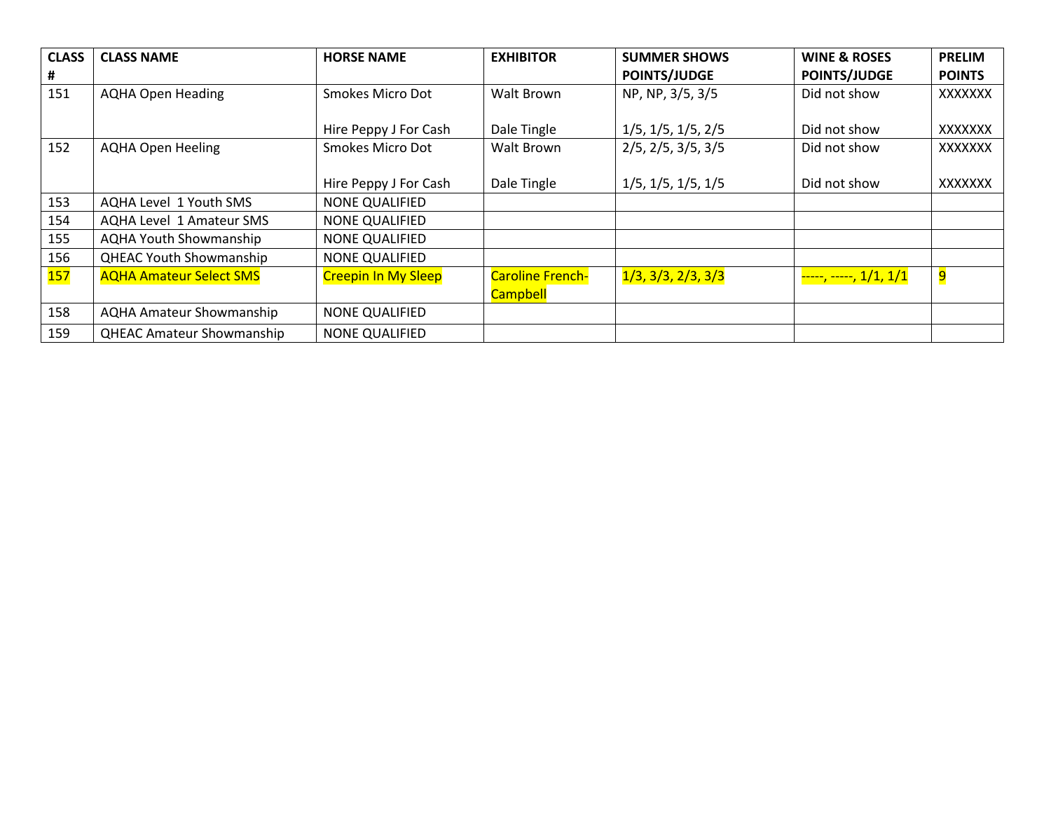| CLASS # | CLASS NAME | HORSE NAME | EXHIBITOR | SUMMER SHOWS POINTS/JUDGE | WINE & ROSES POINTS/JUDGE | PRELIM POINTS |
|---|---|---|---|---|---|---|
| 151 | AQHA Open Heading | Smokes Micro Dot | Walt Brown | NP, NP, 3/5, 3/5 | Did not show | XXXXXXX |
| | | Hire Peppy J For Cash | Dale Tingle | 1/5, 1/5, 1/5, 2/5 | Did not show | XXXXXXX |
| 152 | AQHA Open Heeling | Smokes Micro Dot | Walt Brown | 2/5, 2/5, 3/5, 3/5 | Did not show | XXXXXXX |
| | | Hire Peppy J For Cash | Dale Tingle | 1/5, 1/5, 1/5, 1/5 | Did not show | XXXXXXX |
| 153 | AQHA Level 1 Youth SMS | NONE QUALIFIED | | | | |
| 154 | AQHA Level 1 Amateur SMS | NONE QUALIFIED | | | | |
| 155 | AQHA Youth Showmanship | NONE QUALIFIED | | | | |
| 156 | QHEAC Youth Showmanship | NONE QUALIFIED | | | | |
| 157 | AQHA Amateur Select SMS | Creepin In My Sleep | Caroline French-Campbell | 1/3, 3/3, 2/3, 3/3 | -----, -----, 1/1, 1/1 | 9 |
| 158 | AQHA Amateur Showmanship | NONE QUALIFIED | | | | |
| 159 | QHEAC Amateur Showmanship | NONE QUALIFIED | | | | |